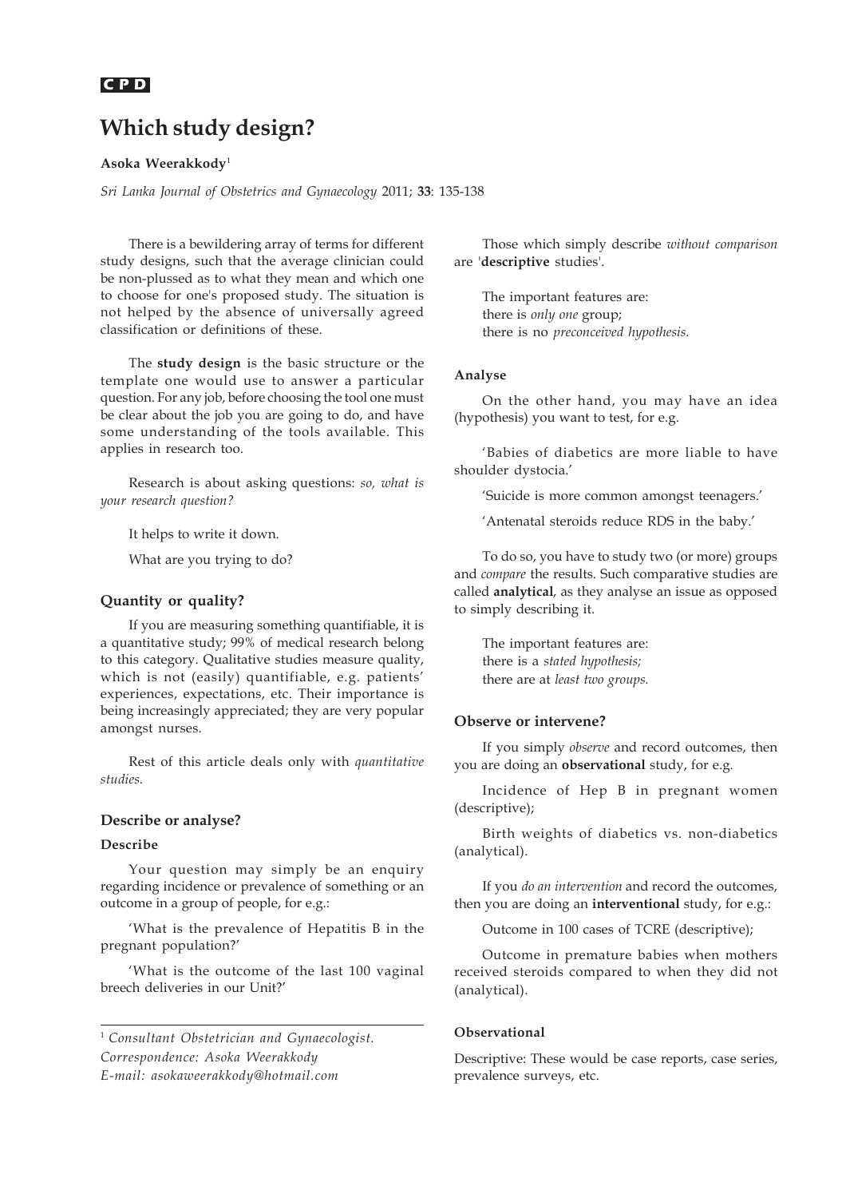CPD

# Which study design?

**Asoka Weerakkody**[1]

*Sri Lanka Journal of Obstetrics and Gynaecology* 2011; **33**: 135-138

There is a bewildering array of terms for different study designs, such that the average clinician could be non-plussed as to what they mean and which one to choose for one's proposed study. The situation is not helped by the absence of universally agreed classification or definitions of these.

The **study design** is the basic structure or the template one would use to answer a particular question. For any job, before choosing the tool one must be clear about the job you are going to do, and have some understanding of the tools available. This applies in research too.

Research is about asking questions: *so, what is your research question?*

It helps to write it down.

What are you trying to do?

## Quantity or quality?

If you are measuring something quantifiable, it is a quantitative study; 99% of medical research belong to this category. Qualitative studies measure quality, which is not (easily) quantifiable, e.g. patients' experiences, expectations, etc. Their importance is being increasingly appreciated; they are very popular amongst nurses.

Rest of this article deals only with *quantitative studies.*

## Describe or analyse?

### Describe

Your question may simply be an enquiry regarding incidence or prevalence of something or an outcome in a group of people, for e.g.:

'What is the prevalence of Hepatitis B in the pregnant population?'

'What is the outcome of the last 100 vaginal breech deliveries in our Unit?'

Those which simply describe *without comparison* are '**descriptive** studies'.

The important features are:
there is *only one* group;
there is no *preconceived hypothesis.*

### Analyse

On the other hand, you may have an idea (hypothesis) you want to test, for e.g.

'Babies of diabetics are more liable to have shoulder dystocia.'

'Suicide is more common amongst teenagers.'

'Antenatal steroids reduce RDS in the baby.'

To do so, you have to study two (or more) groups and *compare* the results. Such comparative studies are called **analytical**, as they analyse an issue as opposed to simply describing it.

The important features are:
there is a *stated hypothesis;*
there are at *least two groups.*

## Observe or intervene?

If you simply *observe* and record outcomes, then you are doing an **observational** study, for e.g.

Incidence of Hep B in pregnant women (descriptive);

Birth weights of diabetics vs. non-diabetics (analytical).

If you *do an intervention* and record the outcomes, then you are doing an **interventional** study, for e.g.:

Outcome in 100 cases of TCRE (descriptive);

Outcome in premature babies when mothers received steroids compared to when they did not (analytical).

### Observational

Descriptive: These would be case reports, case series, prevalence surveys, etc.

---

[1] *Consultant Obstetrician and Gynaecologist.*
*Correspondence: Asoka Weerakkody*
*E-mail: asokaweerakkody@hotmail.com*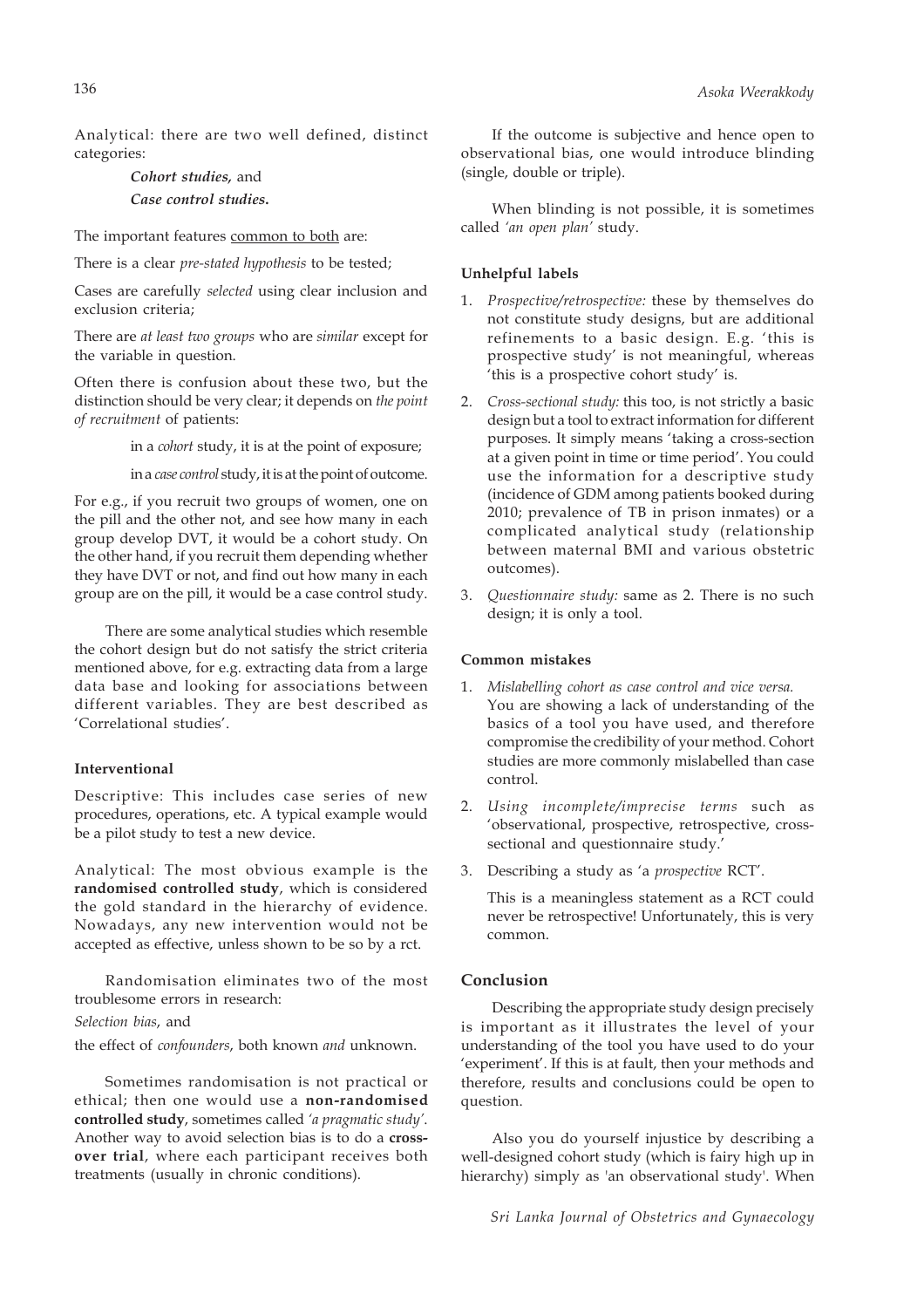Analytical: there are two well defined, distinct categories:

> ***Cohort studies,*** and
>
> ***Case control studies.***

The important features common to both are:

There is a clear *pre-stated hypothesis* to be tested;

Cases are carefully *selected* using clear inclusion and exclusion criteria;

There are *at least two groups* who are *similar* except for the variable in question.

Often there is confusion about these two, but the distinction should be very clear; it depends on *the point of recruitment* of patients:

> in a *cohort* study, it is at the point of exposure;
>
> in a *case control* study, it is at the point of outcome.

For e.g., if you recruit two groups of women, one on the pill and the other not, and see how many in each group develop DVT, it would be a cohort study. On the other hand, if you recruit them depending whether they have DVT or not, and find out how many in each group are on the pill, it would be a case control study.

There are some analytical studies which resemble the cohort design but do not satisfy the strict criteria mentioned above, for e.g. extracting data from a large data base and looking for associations between different variables. They are best described as 'Correlational studies'.

#### Interventional

Descriptive: This includes case series of new procedures, operations, etc. A typical example would be a pilot study to test a new device.

Analytical: The most obvious example is the **randomised controlled study**, which is considered the gold standard in the hierarchy of evidence. Nowadays, any new intervention would not be accepted as effective, unless shown to be so by a rct.

Randomisation eliminates two of the most troublesome errors in research:

*Selection bias*, and

the effect of *confounders*, both known *and* unknown.

Sometimes randomisation is not practical or ethical; then one would use a **non-randomised controlled study**, sometimes called *'a pragmatic study'*. Another way to avoid selection bias is to do a **cross-over trial**, where each participant receives both treatments (usually in chronic conditions).

If the outcome is subjective and hence open to observational bias, one would introduce blinding (single, double or triple).

When blinding is not possible, it is sometimes called *'an open plan'* study.

#### Unhelpful labels

1. *Prospective/retrospective:* these by themselves do not constitute study designs, but are additional refinements to a basic design. E.g. 'this is prospective study' is not meaningful, whereas 'this is a prospective cohort study' is.
2. *Cross-sectional study:* this too, is not strictly a basic design but a tool to extract information for different purposes. It simply means 'taking a cross-section at a given point in time or time period'. You could use the information for a descriptive study (incidence of GDM among patients booked during 2010; prevalence of TB in prison inmates) or a complicated analytical study (relationship between maternal BMI and various obstetric outcomes).
3. *Questionnaire study:* same as 2. There is no such design; it is only a tool.

#### Common mistakes

1. *Mislabelling cohort as case control and vice versa.* You are showing a lack of understanding of the basics of a tool you have used, and therefore compromise the credibility of your method. Cohort studies are more commonly mislabelled than case control.
2. *Using incomplete/imprecise terms* such as 'observational, prospective, retrospective, cross-sectional and questionnaire study.'
3. Describing a study as 'a *prospective* RCT'.

   This is a meaningless statement as a RCT could never be retrospective! Unfortunately, this is very common.

## Conclusion

Describing the appropriate study design precisely is important as it illustrates the level of your understanding of the tool you have used to do your 'experiment'. If this is at fault, then your methods and therefore, results and conclusions could be open to question.

Also you do yourself injustice by describing a well-designed cohort study (which is fairy high up in hierarchy) simply as 'an observational study'. When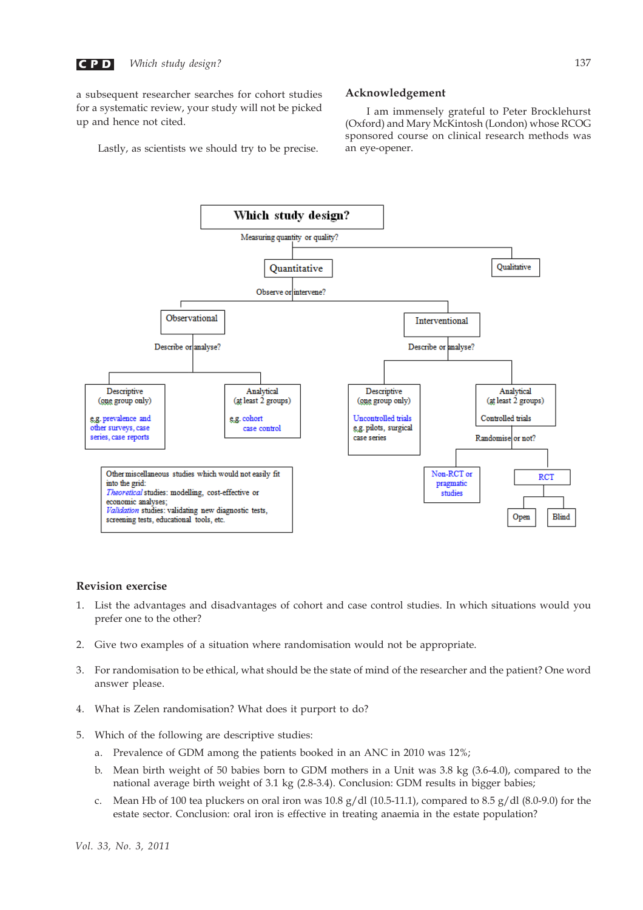a subsequent researcher searches for cohort studies for a systematic review, your study will not be picked up and hence not cited.

Lastly, as scientists we should try to be precise.

## Acknowledgement

I am immensely grateful to Peter Brocklehurst (Oxford) and Mary McKintosh (London) whose RCOG sponsored course on clinical research methods was an eye-opener.

**Which study design?**

Measuring quantity or quality?

- Quantitative
  - Observe or intervene?
    - Observational
      - Describe or analyse?
        - Descriptive (one group only): e.g. prevalence and other surveys, case series, case reports
        - Analytical (at least 2 groups): e.g. cohort case control
    - Interventional
      - Describe or analyse?
        - Descriptive (one group only): Uncontrolled trials e.g. pilots, surgical case series
        - Analytical (at least 2 groups): Controlled trials
          - Randomise or not?
            - Non-RCT or pragmatic studies
            - RCT
              - Open
              - Blind
- Qualitative

Other miscellaneous studies which would not easily fit into the grid:
*Theoretical* studies: modelling, cost-effective or economic analyses;
*Validation* studies: validating new diagnostic tests, screening tests, educational tools, etc.

## Revision exercise

1. List the advantages and disadvantages of cohort and case control studies. In which situations would you prefer one to the other?

2. Give two examples of a situation where randomisation would not be appropriate.

3. For randomisation to be ethical, what should be the state of mind of the researcher and the patient? One word answer please.

4. What is Zelen randomisation? What does it purport to do?

5. Which of the following are descriptive studies:
   a. Prevalence of GDM among the patients booked in an ANC in 2010 was 12%;
   b. Mean birth weight of 50 babies born to GDM mothers in a Unit was 3.8 kg (3.6-4.0), compared to the national average birth weight of 3.1 kg (2.8-3.4). Conclusion: GDM results in bigger babies;
   c. Mean Hb of 100 tea pluckers on oral iron was 10.8 g/dl (10.5-11.1), compared to 8.5 g/dl (8.0-9.0) for the estate sector. Conclusion: oral iron is effective in treating anaemia in the estate population?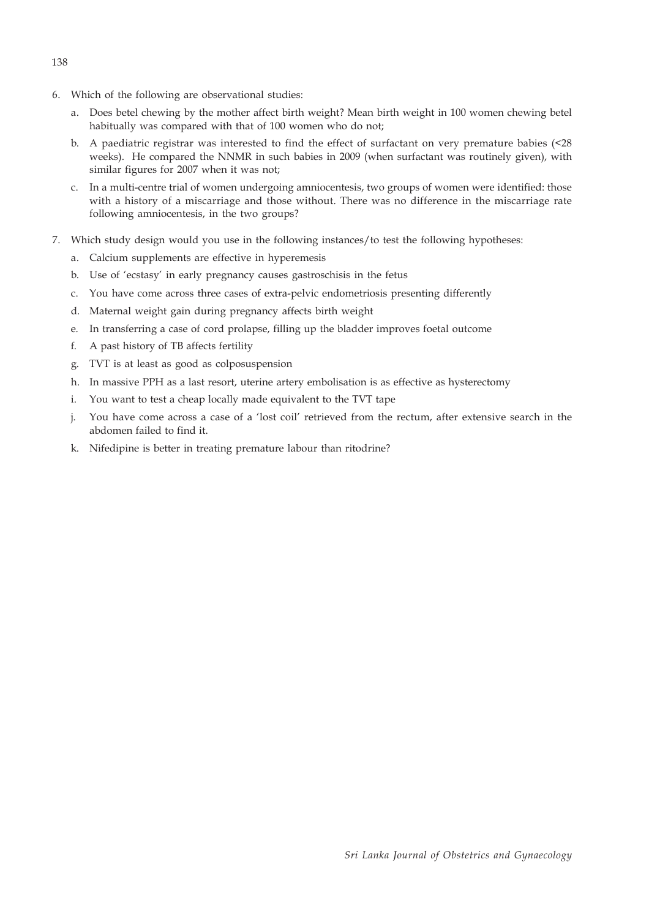6. Which of the following are observational studies:

   a. Does betel chewing by the mother affect birth weight? Mean birth weight in 100 women chewing betel habitually was compared with that of 100 women who do not;

   b. A paediatric registrar was interested to find the effect of surfactant on very premature babies (<28 weeks). He compared the NNMR in such babies in 2009 (when surfactant was routinely given), with similar figures for 2007 when it was not;

   c. In a multi-centre trial of women undergoing amniocentesis, two groups of women were identified: those with a history of a miscarriage and those without. There was no difference in the miscarriage rate following amniocentesis, in the two groups?

7. Which study design would you use in the following instances/to test the following hypotheses:

   a. Calcium supplements are effective in hyperemesis

   b. Use of 'ecstasy' in early pregnancy causes gastroschisis in the fetus

   c. You have come across three cases of extra-pelvic endometriosis presenting differently

   d. Maternal weight gain during pregnancy affects birth weight

   e. In transferring a case of cord prolapse, filling up the bladder improves foetal outcome

   f. A past history of TB affects fertility

   g. TVT is at least as good as colposuspension

   h. In massive PPH as a last resort, uterine artery embolisation is as effective as hysterectomy

   i. You want to test a cheap locally made equivalent to the TVT tape

   j. You have come across a case of a 'lost coil' retrieved from the rectum, after extensive search in the abdomen failed to find it.

   k. Nifedipine is better in treating premature labour than ritodrine?